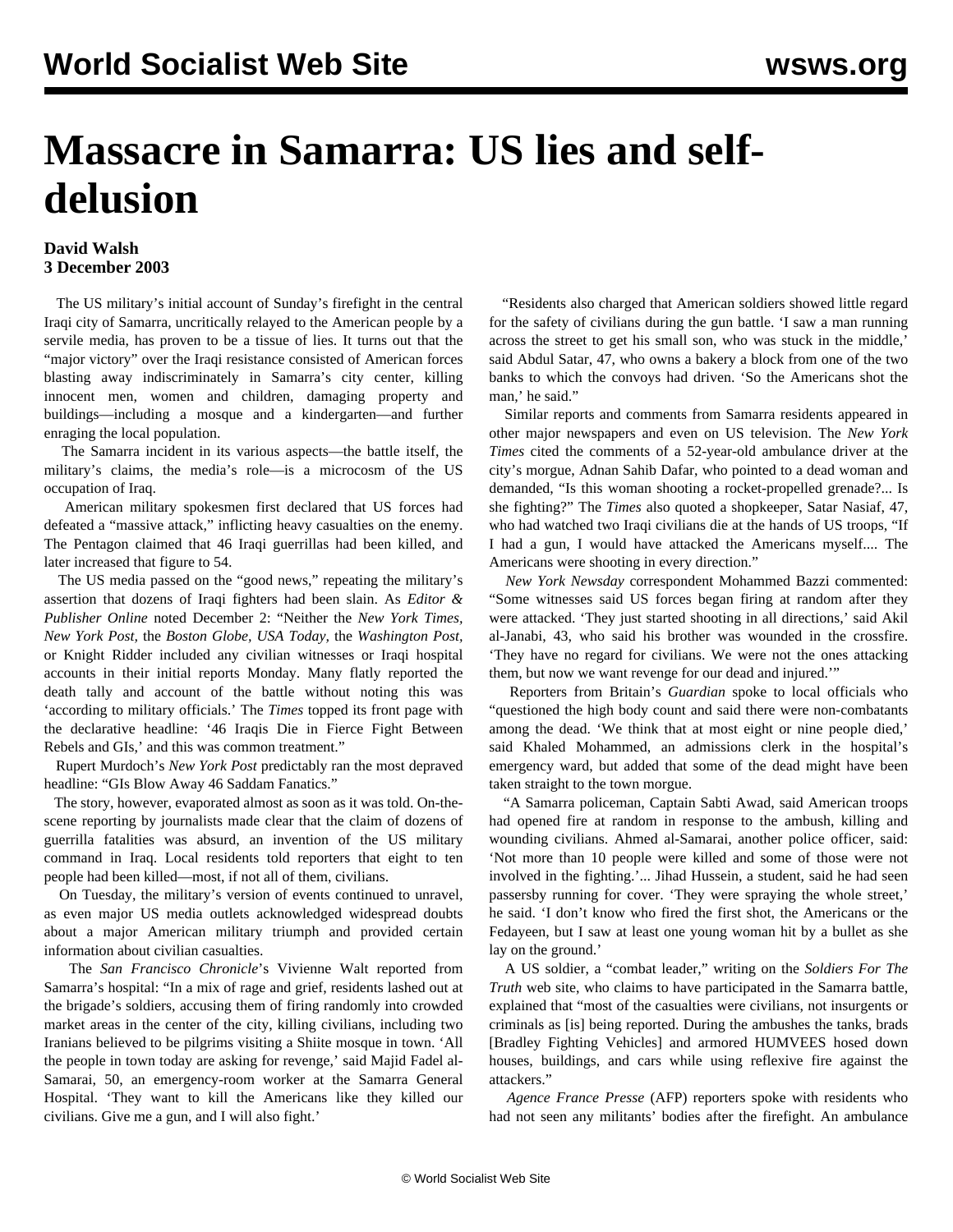# Massacre in Samarra: US lies and self-delusion

**David Walsh**
**3 December 2003**

The US military's initial account of Sunday's firefight in the central Iraqi city of Samarra, uncritically relayed to the American people by a servile media, has proven to be a tissue of lies. It turns out that the "major victory" over the Iraqi resistance consisted of American forces blasting away indiscriminately in Samarra's city center, killing innocent men, women and children, damaging property and buildings—including a mosque and a kindergarten—and further enraging the local population.

The Samarra incident in its various aspects—the battle itself, the military's claims, the media's role—is a microcosm of the US occupation of Iraq.

American military spokesmen first declared that US forces had defeated a "massive attack," inflicting heavy casualties on the enemy. The Pentagon claimed that 46 Iraqi guerrillas had been killed, and later increased that figure to 54.

The US media passed on the "good news," repeating the military's assertion that dozens of Iraqi fighters had been slain. As *Editor & Publisher Online* noted December 2: "Neither the *New York Times, New York Post,* the *Boston Globe, USA Today,* the *Washington Post*, or Knight Ridder included any civilian witnesses or Iraqi hospital accounts in their initial reports Monday. Many flatly reported the death tally and account of the battle without noting this was 'according to military officials.' The *Times* topped its front page with the declarative headline: '46 Iraqis Die in Fierce Fight Between Rebels and GIs,' and this was common treatment."

Rupert Murdoch's *New York Post* predictably ran the most depraved headline: "GIs Blow Away 46 Saddam Fanatics."

The story, however, evaporated almost as soon as it was told. On-the-scene reporting by journalists made clear that the claim of dozens of guerrilla fatalities was absurd, an invention of the US military command in Iraq. Local residents told reporters that eight to ten people had been killed—most, if not all of them, civilians.

On Tuesday, the military's version of events continued to unravel, as even major US media outlets acknowledged widespread doubts about a major American military triumph and provided certain information about civilian casualties.

The *San Francisco Chronicle*'s Vivienne Walt reported from Samarra's hospital: "In a mix of rage and grief, residents lashed out at the brigade's soldiers, accusing them of firing randomly into crowded market areas in the center of the city, killing civilians, including two Iranians believed to be pilgrims visiting a Shiite mosque in town. 'All the people in town today are asking for revenge,' said Majid Fadel al-Samarai, 50, an emergency-room worker at the Samarra General Hospital. 'They want to kill the Americans like they killed our civilians. Give me a gun, and I will also fight.'

"Residents also charged that American soldiers showed little regard for the safety of civilians during the gun battle. 'I saw a man running across the street to get his small son, who was stuck in the middle,' said Abdul Satar, 47, who owns a bakery a block from one of the two banks to which the convoys had driven. 'So the Americans shot the man,' he said."

Similar reports and comments from Samarra residents appeared in other major newspapers and even on US television. The *New York Times* cited the comments of a 52-year-old ambulance driver at the city's morgue, Adnan Sahib Dafar, who pointed to a dead woman and demanded, "Is this woman shooting a rocket-propelled grenade?... Is she fighting?" The *Times* also quoted a shopkeeper, Satar Nasiaf, 47, who had watched two Iraqi civilians die at the hands of US troops, "If I had a gun, I would have attacked the Americans myself.... The Americans were shooting in every direction."

*New York Newsday* correspondent Mohammed Bazzi commented: "Some witnesses said US forces began firing at random after they were attacked. 'They just started shooting in all directions,' said Akil al-Janabi, 43, who said his brother was wounded in the crossfire. 'They have no regard for civilians. We were not the ones attacking them, but now we want revenge for our dead and injured.'"

Reporters from Britain's *Guardian* spoke to local officials who "questioned the high body count and said there were non-combatants among the dead. 'We think that at most eight or nine people died,' said Khaled Mohammed, an admissions clerk in the hospital's emergency ward, but added that some of the dead might have been taken straight to the town morgue.

"A Samarra policeman, Captain Sabti Awad, said American troops had opened fire at random in response to the ambush, killing and wounding civilians. Ahmed al-Samarai, another police officer, said: 'Not more than 10 people were killed and some of those were not involved in the fighting.'... Jihad Hussein, a student, said he had seen passersby running for cover. 'They were spraying the whole street,' he said. 'I don't know who fired the first shot, the Americans or the Fedayeen, but I saw at least one young woman hit by a bullet as she lay on the ground.'

A US soldier, a "combat leader," writing on the *Soldiers For The Truth* web site, who claims to have participated in the Samarra battle, explained that "most of the casualties were civilians, not insurgents or criminals as [is] being reported. During the ambushes the tanks, brads [Bradley Fighting Vehicles] and armored HUMVEES hosed down houses, buildings, and cars while using reflexive fire against the attackers."

*Agence France Presse* (AFP) reporters spoke with residents who had not seen any militants' bodies after the firefight. An ambulance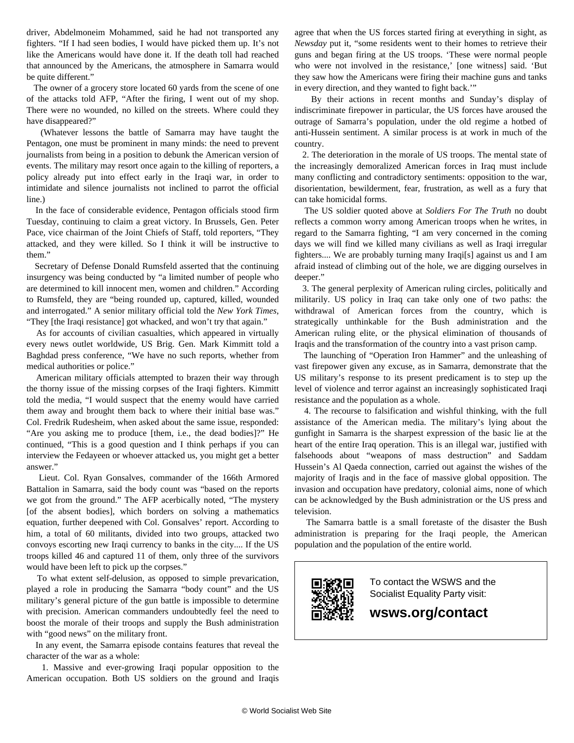driver, Abdelmoneim Mohammed, said he had not transported any fighters. "If I had seen bodies, I would have picked them up. It's not like the Americans would have done it. If the death toll had reached that announced by the Americans, the atmosphere in Samarra would be quite different."

The owner of a grocery store located 60 yards from the scene of one of the attacks told AFP, "After the firing, I went out of my shop. There were no wounded, no killed on the streets. Where could they have disappeared?"

(Whatever lessons the battle of Samarra may have taught the Pentagon, one must be prominent in many minds: the need to prevent journalists from being in a position to debunk the American version of events. The military may resort once again to the killing of reporters, a policy already put into effect early in the Iraqi war, in order to intimidate and silence journalists not inclined to parrot the official line.)

In the face of considerable evidence, Pentagon officials stood firm Tuesday, continuing to claim a great victory. In Brussels, Gen. Peter Pace, vice chairman of the Joint Chiefs of Staff, told reporters, "They attacked, and they were killed. So I think it will be instructive to them."

Secretary of Defense Donald Rumsfeld asserted that the continuing insurgency was being conducted by "a limited number of people who are determined to kill innocent men, women and children." According to Rumsfeld, they are "being rounded up, captured, killed, wounded and interrogated." A senior military official told the *New York Times*, "They [the Iraqi resistance] got whacked, and won't try that again."

As for accounts of civilian casualties, which appeared in virtually every news outlet worldwide, US Brig. Gen. Mark Kimmitt told a Baghdad press conference, "We have no such reports, whether from medical authorities or police."

American military officials attempted to brazen their way through the thorny issue of the missing corpses of the Iraqi fighters. Kimmitt told the media, "I would suspect that the enemy would have carried them away and brought them back to where their initial base was." Col. Fredrik Rudesheim, when asked about the same issue, responded: "Are you asking me to produce [them, i.e., the dead bodies]?" He continued, "This is a good question and I think perhaps if you can interview the Fedayeen or whoever attacked us, you might get a better answer."

Lieut. Col. Ryan Gonsalves, commander of the 166th Armored Battalion in Samarra, said the body count was "based on the reports we got from the ground." The AFP acerbically noted, "The mystery [of the absent bodies], which borders on solving a mathematics equation, further deepened with Col. Gonsalves' report. According to him, a total of 60 militants, divided into two groups, attacked two convoys escorting new Iraqi currency to banks in the city.... If the US troops killed 46 and captured 11 of them, only three of the survivors would have been left to pick up the corpses."

To what extent self-delusion, as opposed to simple prevarication, played a role in producing the Samarra "body count" and the US military's general picture of the gun battle is impossible to determine with precision. American commanders undoubtedly feel the need to boost the morale of their troops and supply the Bush administration with "good news" on the military front.

In any event, the Samarra episode contains features that reveal the character of the war as a whole:

1. Massive and ever-growing Iraqi popular opposition to the American occupation. Both US soldiers on the ground and Iraqis agree that when the US forces started firing at everything in sight, as *Newsday* put it, "some residents went to their homes to retrieve their guns and began firing at the US troops. 'These were normal people who were not involved in the resistance,' [one witness] said. 'But they saw how the Americans were firing their machine guns and tanks in every direction, and they wanted to fight back.'"

By their actions in recent months and Sunday's display of indiscriminate firepower in particular, the US forces have aroused the outrage of Samarra's population, under the old regime a hotbed of anti-Hussein sentiment. A similar process is at work in much of the country.

2. The deterioration in the morale of US troops. The mental state of the increasingly demoralized American forces in Iraq must include many conflicting and contradictory sentiments: opposition to the war, disorientation, bewilderment, fear, frustration, as well as a fury that can take homicidal forms.

The US soldier quoted above at *Soldiers For The Truth* no doubt reflects a common worry among American troops when he writes, in regard to the Samarra fighting, "I am very concerned in the coming days we will find we killed many civilians as well as Iraqi irregular fighters.... We are probably turning many Iraqi[s] against us and I am afraid instead of climbing out of the hole, we are digging ourselves in deeper."

3. The general perplexity of American ruling circles, politically and militarily. US policy in Iraq can take only one of two paths: the withdrawal of American forces from the country, which is strategically unthinkable for the Bush administration and the American ruling elite, or the physical elimination of thousands of Iraqis and the transformation of the country into a vast prison camp.

The launching of "Operation Iron Hammer" and the unleashing of vast firepower given any excuse, as in Samarra, demonstrate that the US military's response to its present predicament is to step up the level of violence and terror against an increasingly sophisticated Iraqi resistance and the population as a whole.

4. The recourse to falsification and wishful thinking, with the full assistance of the American media. The military's lying about the gunfight in Samarra is the sharpest expression of the basic lie at the heart of the entire Iraq operation. This is an illegal war, justified with falsehoods about "weapons of mass destruction" and Saddam Hussein's Al Qaeda connection, carried out against the wishes of the majority of Iraqis and in the face of massive global opposition. The invasion and occupation have predatory, colonial aims, none of which can be acknowledged by the Bush administration or the US press and television.

The Samarra battle is a small foretaste of the disaster the Bush administration is preparing for the Iraqi people, the American population and the population of the entire world.

To contact the WSWS and the Socialist Equality Party visit:

**wsws.org/contact**